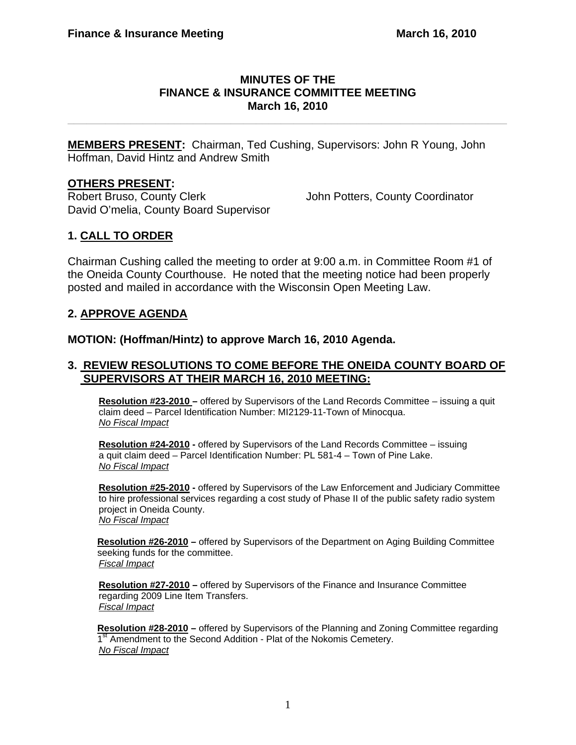# MINUTES OF THE FINANCE & INSURANCE COMMITTEE MEETING March 16, 2010

**MEMBERS PRESENT:** Chairman, Ted Cushing, Supervisors: John R Young, John Hoffman, David Hintz and Andrew Smith

**OTHERS PRESENT:**

Robert Bruso, County Clerk
John Potters, County Coordinator
David O'melia, County Board Supervisor

## 1. CALL TO ORDER

Chairman Cushing called the meeting to order at 9:00 a.m. in Committee Room #1 of the Oneida County Courthouse. He noted that the meeting notice had been properly posted and mailed in accordance with the Wisconsin Open Meeting Law.

## 2. APPROVE AGENDA

**MOTION: (Hoffman/Hintz) to approve March 16, 2010 Agenda.**

## 3. REVIEW RESOLUTIONS TO COME BEFORE THE ONEIDA COUNTY BOARD OF SUPERVISORS AT THEIR MARCH 16, 2010 MEETING:

**Resolution #23-2010 –** offered by Supervisors of the Land Records Committee – issuing a quit claim deed – Parcel Identification Number: MI2129-11-Town of Minocqua.
*No Fiscal Impact*

**Resolution #24-2010 -** offered by Supervisors of the Land Records Committee – issuing a quit claim deed – Parcel Identification Number: PL 581-4 – Town of Pine Lake.
*No Fiscal Impact*

**Resolution #25-2010 -** offered by Supervisors of the Law Enforcement and Judiciary Committee to hire professional services regarding a cost study of Phase II of the public safety radio system project in Oneida County.
*No Fiscal Impact*

**Resolution #26-2010 –** offered by Supervisors of the Department on Aging Building Committee seeking funds for the committee.
*Fiscal Impact*

**Resolution #27-2010 –** offered by Supervisors of the Finance and Insurance Committee regarding 2009 Line Item Transfers.
*Fiscal Impact*

**Resolution #28-2010 –** offered by Supervisors of the Planning and Zoning Committee regarding 1st Amendment to the Second Addition - Plat of the Nokomis Cemetery.
*No Fiscal Impact*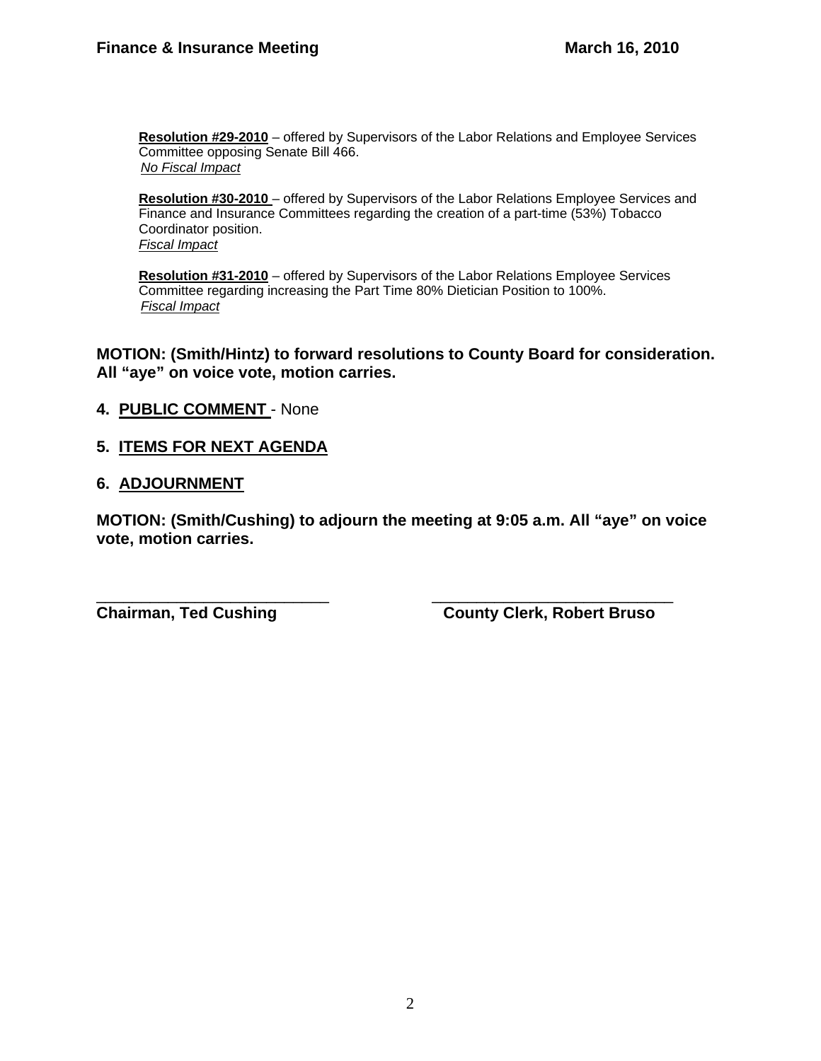**Resolution #29-2010** – offered by Supervisors of the Labor Relations and Employee Services Committee opposing Senate Bill 466.
*No Fiscal Impact*

**Resolution #30-2010** – offered by Supervisors of the Labor Relations Employee Services and Finance and Insurance Committees regarding the creation of a part-time (53%) Tobacco Coordinator position.
*Fiscal Impact*

**Resolution #31-2010** – offered by Supervisors of the Labor Relations Employee Services Committee regarding increasing the Part Time 80% Dietician Position to 100%.
*Fiscal Impact*

**MOTION: (Smith/Hintz) to forward resolutions to County Board for consideration. All "aye" on voice vote, motion carries.**

**4. PUBLIC COMMENT** - None

**5. ITEMS FOR NEXT AGENDA**

**6. ADJOURNMENT**

**MOTION: (Smith/Cushing) to adjourn the meeting at 9:05 a.m. All "aye" on voice vote, motion carries.**

___________________________ ___________________________

**Chairman, Ted Cushing** **County Clerk, Robert Bruso**